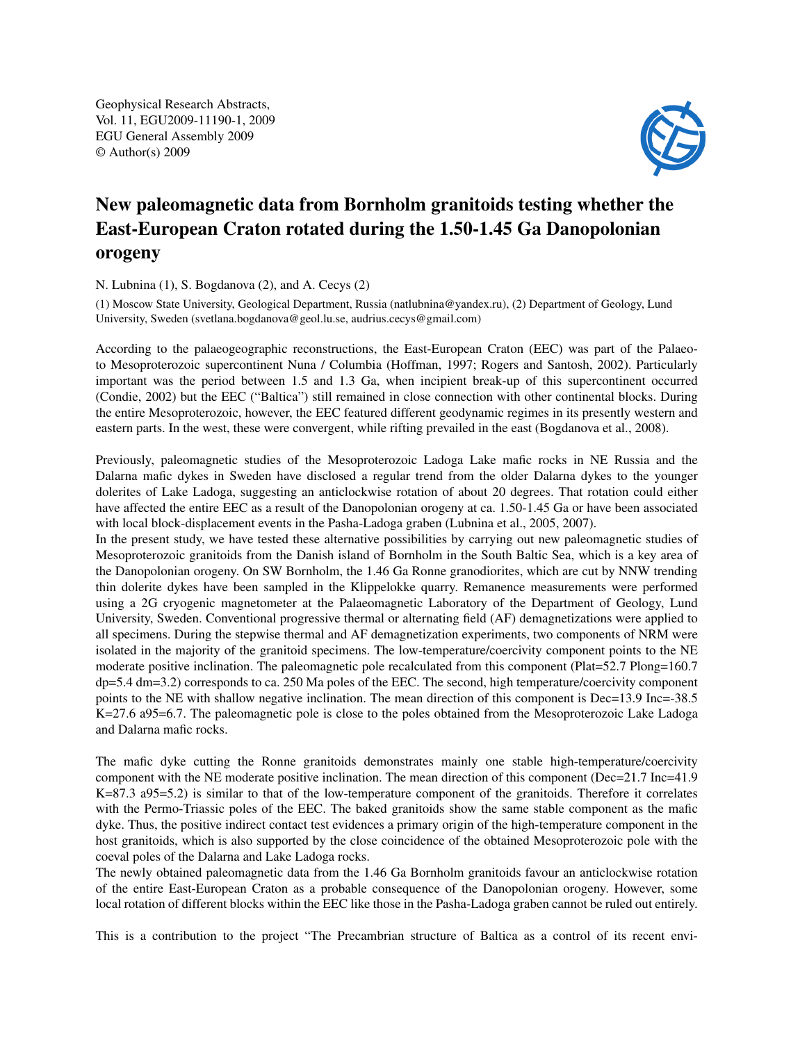Geophysical Research Abstracts,
Vol. 11, EGU2009-11190-1, 2009
EGU General Assembly 2009
© Author(s) 2009

# New paleomagnetic data from Bornholm granitoids testing whether the East-European Craton rotated during the 1.50-1.45 Ga Danopolonian orogeny

N. Lubnina (1), S. Bogdanova (2), and A. Cecys (2)

(1) Moscow State University, Geological Department, Russia (natlubnina@yandex.ru), (2) Department of Geology, Lund University, Sweden (svetlana.bogdanova@geol.lu.se, audrius.cecys@gmail.com)

According to the palaeogeographic reconstructions, the East-European Craton (EEC) was part of the Palaeo- to Mesoproterozoic supercontinent Nuna / Columbia (Hoffman, 1997; Rogers and Santosh, 2002). Particularly important was the period between 1.5 and 1.3 Ga, when incipient break-up of this supercontinent occurred (Condie, 2002) but the EEC ("Baltica") still remained in close connection with other continental blocks. During the entire Mesoproterozoic, however, the EEC featured different geodynamic regimes in its presently western and eastern parts. In the west, these were convergent, while rifting prevailed in the east (Bogdanova et al., 2008).

Previously, paleomagnetic studies of the Mesoproterozoic Ladoga Lake mafic rocks in NE Russia and the Dalarna mafic dykes in Sweden have disclosed a regular trend from the older Dalarna dykes to the younger dolerites of Lake Ladoga, suggesting an anticlockwise rotation of about 20 degrees. That rotation could either have affected the entire EEC as a result of the Danopolonian orogeny at ca. 1.50-1.45 Ga or have been associated with local block-displacement events in the Pasha-Ladoga graben (Lubnina et al., 2005, 2007).

In the present study, we have tested these alternative possibilities by carrying out new paleomagnetic studies of Mesoproterozoic granitoids from the Danish island of Bornholm in the South Baltic Sea, which is a key area of the Danopolonian orogeny. On SW Bornholm, the 1.46 Ga Ronne granodiorites, which are cut by NNW trending thin dolerite dykes have been sampled in the Klippelokke quarry. Remanence measurements were performed using a 2G cryogenic magnetometer at the Palaeomagnetic Laboratory of the Department of Geology, Lund University, Sweden. Conventional progressive thermal or alternating field (AF) demagnetizations were applied to all specimens. During the stepwise thermal and AF demagnetization experiments, two components of NRM were isolated in the majority of the granitoid specimens. The low-temperature/coercivity component points to the NE moderate positive inclination. The paleomagnetic pole recalculated from this component (Plat=52.7 Plong=160.7 dp=5.4 dm=3.2) corresponds to ca. 250 Ma poles of the EEC. The second, high temperature/coercivity component points to the NE with shallow negative inclination. The mean direction of this component is Dec=13.9 Inc=-38.5 K=27.6 a95=6.7. The paleomagnetic pole is close to the poles obtained from the Mesoproterozoic Lake Ladoga and Dalarna mafic rocks.

The mafic dyke cutting the Ronne granitoids demonstrates mainly one stable high-temperature/coercivity component with the NE moderate positive inclination. The mean direction of this component (Dec=21.7 Inc=41.9 K=87.3 a95=5.2) is similar to that of the low-temperature component of the granitoids. Therefore it correlates with the Permo-Triassic poles of the EEC. The baked granitoids show the same stable component as the mafic dyke. Thus, the positive indirect contact test evidences a primary origin of the high-temperature component in the host granitoids, which is also supported by the close coincidence of the obtained Mesoproterozoic pole with the coeval poles of the Dalarna and Lake Ladoga rocks.

The newly obtained paleomagnetic data from the 1.46 Ga Bornholm granitoids favour an anticlockwise rotation of the entire East-European Craton as a probable consequence of the Danopolonian orogeny. However, some local rotation of different blocks within the EEC like those in the Pasha-Ladoga graben cannot be ruled out entirely.

This is a contribution to the project "The Precambrian structure of Baltica as a control of its recent envi-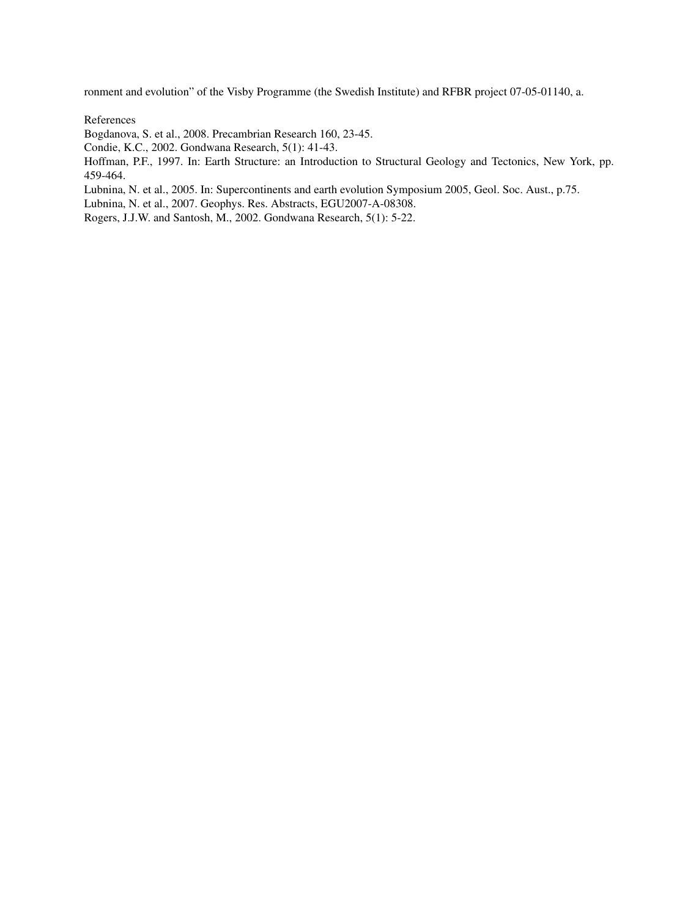ronment and evolution" of the Visby Programme (the Swedish Institute) and RFBR project 07-05-01140, a.

References

Bogdanova, S. et al., 2008. Precambrian Research 160, 23-45.

Condie, K.C., 2002. Gondwana Research, 5(1): 41-43.

Hoffman, P.F., 1997. In: Earth Structure: an Introduction to Structural Geology and Tectonics, New York, pp. 459-464.

Lubnina, N. et al., 2005. In: Supercontinents and earth evolution Symposium 2005, Geol. Soc. Aust., p.75.

Lubnina, N. et al., 2007. Geophys. Res. Abstracts, EGU2007-A-08308.

Rogers, J.J.W. and Santosh, M., 2002. Gondwana Research, 5(1): 5-22.